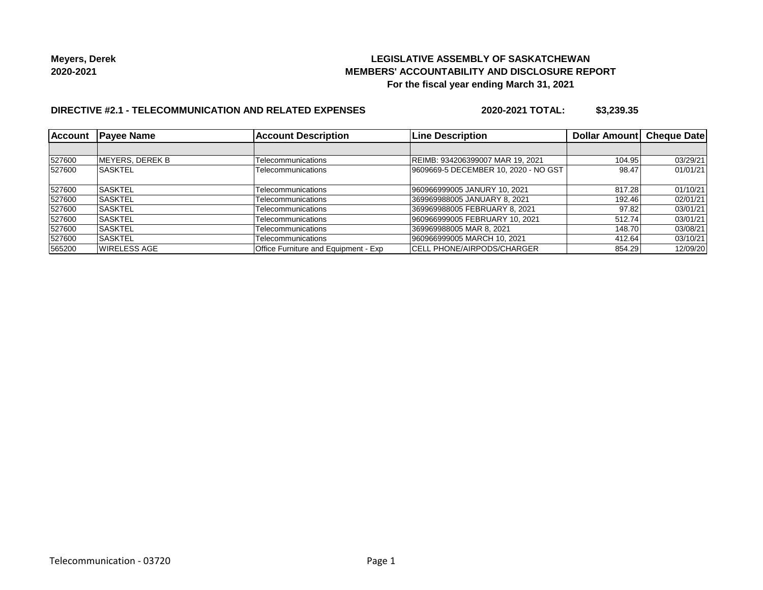**Meyers, Derek**
**2020-2021**

**LEGISLATIVE ASSEMBLY OF SASKATCHEWAN**
**MEMBERS' ACCOUNTABILITY AND DISCLOSURE REPORT**
**For the fiscal year ending March 31, 2021**

**DIRECTIVE #2.1 - TELECOMMUNICATION AND RELATED EXPENSES** **2020-2021 TOTAL: $3,239.35**

| Account | Payee Name | Account Description | Line Description | Dollar Amount | Cheque Date |
|---|---|---|---|---|---|
| | | | | | |
| 527600 | MEYERS, DEREK B | Telecommunications | REIMB: 934206399007 MAR 19, 2021 | 104.95 | 03/29/21 |
| 527600 | SASKTEL | Telecommunications | 9609669-5 DECEMBER 10, 2020 - NO GST | 98.47 | 01/01/21 |
| 527600 | SASKTEL | Telecommunications | 960966999005 JANURY 10, 2021 | 817.28 | 01/10/21 |
| 527600 | SASKTEL | Telecommunications | 369969988005 JANUARY 8, 2021 | 192.46 | 02/01/21 |
| 527600 | SASKTEL | Telecommunications | 369969988005 FEBRUARY 8, 2021 | 97.82 | 03/01/21 |
| 527600 | SASKTEL | Telecommunications | 960966999005 FEBRUARY 10, 2021 | 512.74 | 03/01/21 |
| 527600 | SASKTEL | Telecommunications | 369969988005 MAR 8, 2021 | 148.70 | 03/08/21 |
| 527600 | SASKTEL | Telecommunications | 960966999005 MARCH 10, 2021 | 412.64 | 03/10/21 |
| 565200 | WIRELESS AGE | Office Furniture and Equipment - Exp | CELL PHONE/AIRPODS/CHARGER | 854.29 | 12/09/20 |

Telecommunication - 03720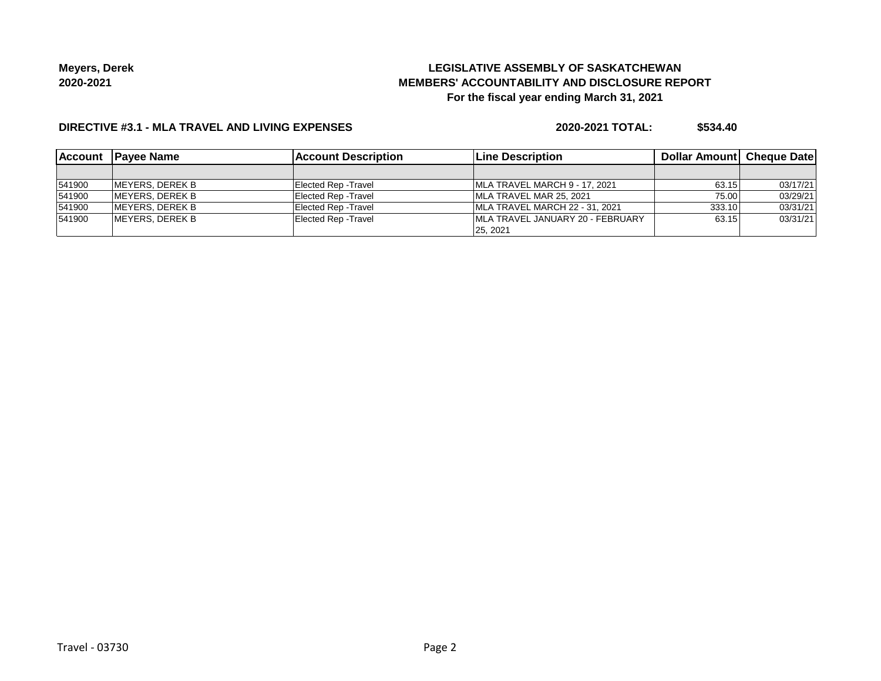**Meyers, Derek**
**2020-2021**

# LEGISLATIVE ASSEMBLY OF SASKATCHEWAN
## MEMBERS' ACCOUNTABILITY AND DISCLOSURE REPORT
### For the fiscal year ending March 31, 2021

**DIRECTIVE #3.1 - MLA TRAVEL AND LIVING EXPENSES** **2020-2021 TOTAL: $534.40**

| Account | Payee Name | Account Description | Line Description | Dollar Amount | Cheque Date |
|---|---|---|---|---|---|
| | | | | | |
| 541900 | MEYERS, DEREK B | Elected Rep -Travel | MLA TRAVEL MARCH 9 - 17, 2021 | 63.15 | 03/17/21 |
| 541900 | MEYERS, DEREK B | Elected Rep -Travel | MLA TRAVEL MAR 25, 2021 | 75.00 | 03/29/21 |
| 541900 | MEYERS, DEREK B | Elected Rep -Travel | MLA TRAVEL MARCH 22 - 31, 2021 | 333.10 | 03/31/21 |
| 541900 | MEYERS, DEREK B | Elected Rep -Travel | MLA TRAVEL JANUARY 20 - FEBRUARY 25, 2021 | 63.15 | 03/31/21 |

Travel - 03730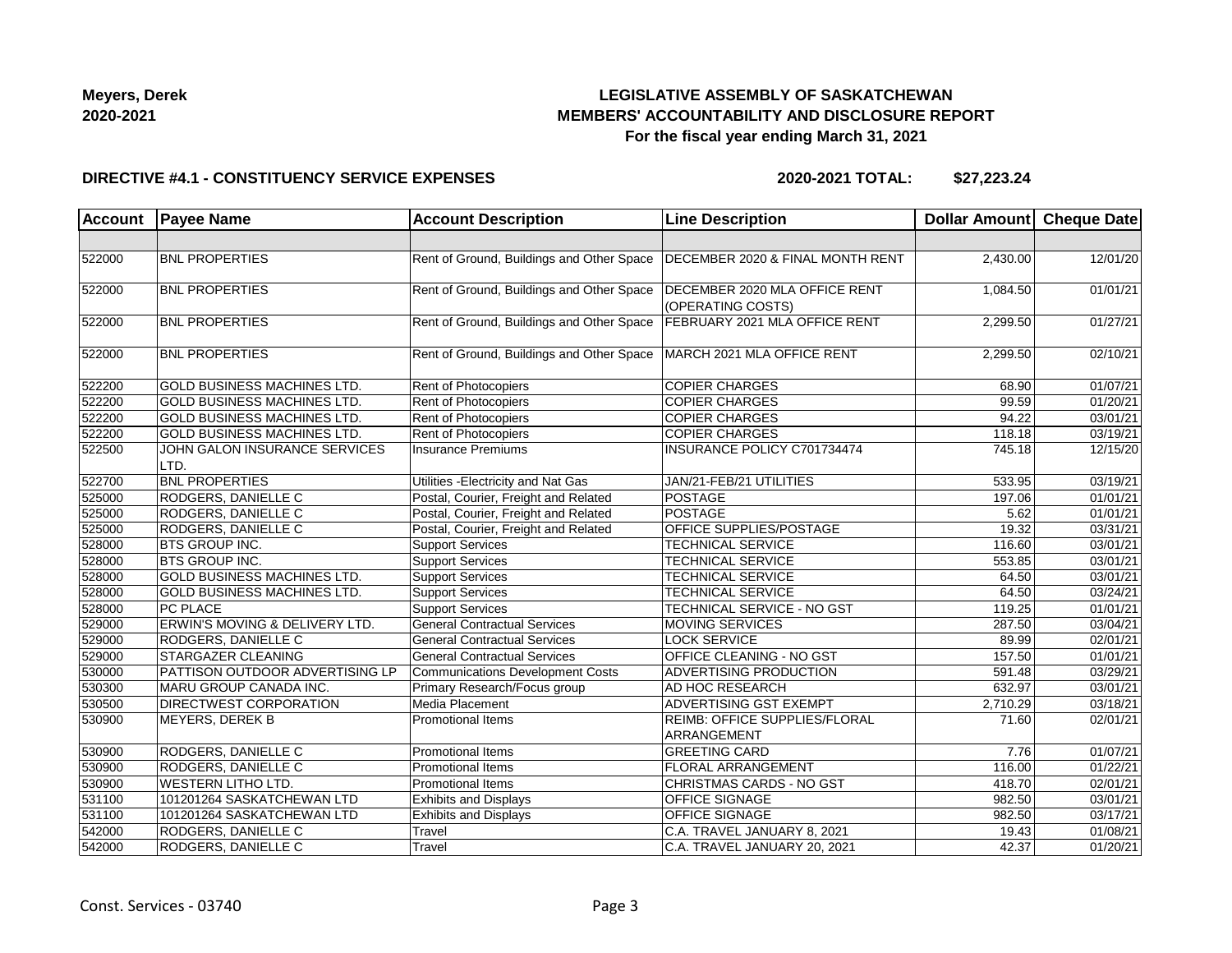**Meyers, Derek**
**2020-2021**

# LEGISLATIVE ASSEMBLY OF SASKATCHEWAN
## MEMBERS' ACCOUNTABILITY AND DISCLOSURE REPORT
### For the fiscal year ending March 31, 2021

**DIRECTIVE #4.1 - CONSTITUENCY SERVICE EXPENSES** **2020-2021 TOTAL: $27,223.24**

| Account | Payee Name | Account Description | Line Description | Dollar Amount | Cheque Date |
|---|---|---|---|---|---|
| | | | | | |
| 522000 | BNL PROPERTIES | Rent of Ground, Buildings and Other Space | DECEMBER 2020 & FINAL MONTH RENT | 2,430.00 | 12/01/20 |
| 522000 | BNL PROPERTIES | Rent of Ground, Buildings and Other Space | DECEMBER 2020 MLA OFFICE RENT (OPERATING COSTS) | 1,084.50 | 01/01/21 |
| 522000 | BNL PROPERTIES | Rent of Ground, Buildings and Other Space | FEBRUARY 2021 MLA OFFICE RENT | 2,299.50 | 01/27/21 |
| 522000 | BNL PROPERTIES | Rent of Ground, Buildings and Other Space | MARCH 2021 MLA OFFICE RENT | 2,299.50 | 02/10/21 |
| 522200 | GOLD BUSINESS MACHINES LTD. | Rent of Photocopiers | COPIER CHARGES | 68.90 | 01/07/21 |
| 522200 | GOLD BUSINESS MACHINES LTD. | Rent of Photocopiers | COPIER CHARGES | 99.59 | 01/20/21 |
| 522200 | GOLD BUSINESS MACHINES LTD. | Rent of Photocopiers | COPIER CHARGES | 94.22 | 03/01/21 |
| 522200 | GOLD BUSINESS MACHINES LTD. | Rent of Photocopiers | COPIER CHARGES | 118.18 | 03/19/21 |
| 522500 | JOHN GALON INSURANCE SERVICES LTD. | Insurance Premiums | INSURANCE POLICY C701734474 | 745.18 | 12/15/20 |
| 522700 | BNL PROPERTIES | Utilities -Electricity and Nat Gas | JAN/21-FEB/21 UTILITIES | 533.95 | 03/19/21 |
| 525000 | RODGERS, DANIELLE C | Postal, Courier, Freight and Related | POSTAGE | 197.06 | 01/01/21 |
| 525000 | RODGERS, DANIELLE C | Postal, Courier, Freight and Related | POSTAGE | 5.62 | 01/01/21 |
| 525000 | RODGERS, DANIELLE C | Postal, Courier, Freight and Related | OFFICE SUPPLIES/POSTAGE | 19.32 | 03/31/21 |
| 528000 | BTS GROUP INC. | Support Services | TECHNICAL SERVICE | 116.60 | 03/01/21 |
| 528000 | BTS GROUP INC. | Support Services | TECHNICAL SERVICE | 553.85 | 03/01/21 |
| 528000 | GOLD BUSINESS MACHINES LTD. | Support Services | TECHNICAL SERVICE | 64.50 | 03/01/21 |
| 528000 | GOLD BUSINESS MACHINES LTD. | Support Services | TECHNICAL SERVICE | 64.50 | 03/24/21 |
| 528000 | PC PLACE | Support Services | TECHNICAL SERVICE - NO GST | 119.25 | 01/01/21 |
| 529000 | ERWIN'S MOVING & DELIVERY LTD. | General Contractual Services | MOVING SERVICES | 287.50 | 03/04/21 |
| 529000 | RODGERS, DANIELLE C | General Contractual Services | LOCK SERVICE | 89.99 | 02/01/21 |
| 529000 | STARGAZER CLEANING | General Contractual Services | OFFICE CLEANING - NO GST | 157.50 | 01/01/21 |
| 530000 | PATTISON OUTDOOR ADVERTISING LP | Communications Development Costs | ADVERTISING PRODUCTION | 591.48 | 03/29/21 |
| 530300 | MARU GROUP CANADA INC. | Primary Research/Focus group | AD HOC RESEARCH | 632.97 | 03/01/21 |
| 530500 | DIRECTWEST CORPORATION | Media Placement | ADVERTISING GST EXEMPT | 2,710.29 | 03/18/21 |
| 530900 | MEYERS, DEREK B | Promotional Items | REIMB: OFFICE SUPPLIES/FLORAL ARRANGEMENT | 71.60 | 02/01/21 |
| 530900 | RODGERS, DANIELLE C | Promotional Items | GREETING CARD | 7.76 | 01/07/21 |
| 530900 | RODGERS, DANIELLE C | Promotional Items | FLORAL ARRANGEMENT | 116.00 | 01/22/21 |
| 530900 | WESTERN LITHO LTD. | Promotional Items | CHRISTMAS CARDS - NO GST | 418.70 | 02/01/21 |
| 531100 | 101201264 SASKATCHEWAN LTD | Exhibits and Displays | OFFICE SIGNAGE | 982.50 | 03/01/21 |
| 531100 | 101201264 SASKATCHEWAN LTD | Exhibits and Displays | OFFICE SIGNAGE | 982.50 | 03/17/21 |
| 542000 | RODGERS, DANIELLE C | Travel | C.A. TRAVEL JANUARY 8, 2021 | 19.43 | 01/08/21 |
| 542000 | RODGERS, DANIELLE C | Travel | C.A. TRAVEL JANUARY 20, 2021 | 42.37 | 01/20/21 |

Const. Services - 03740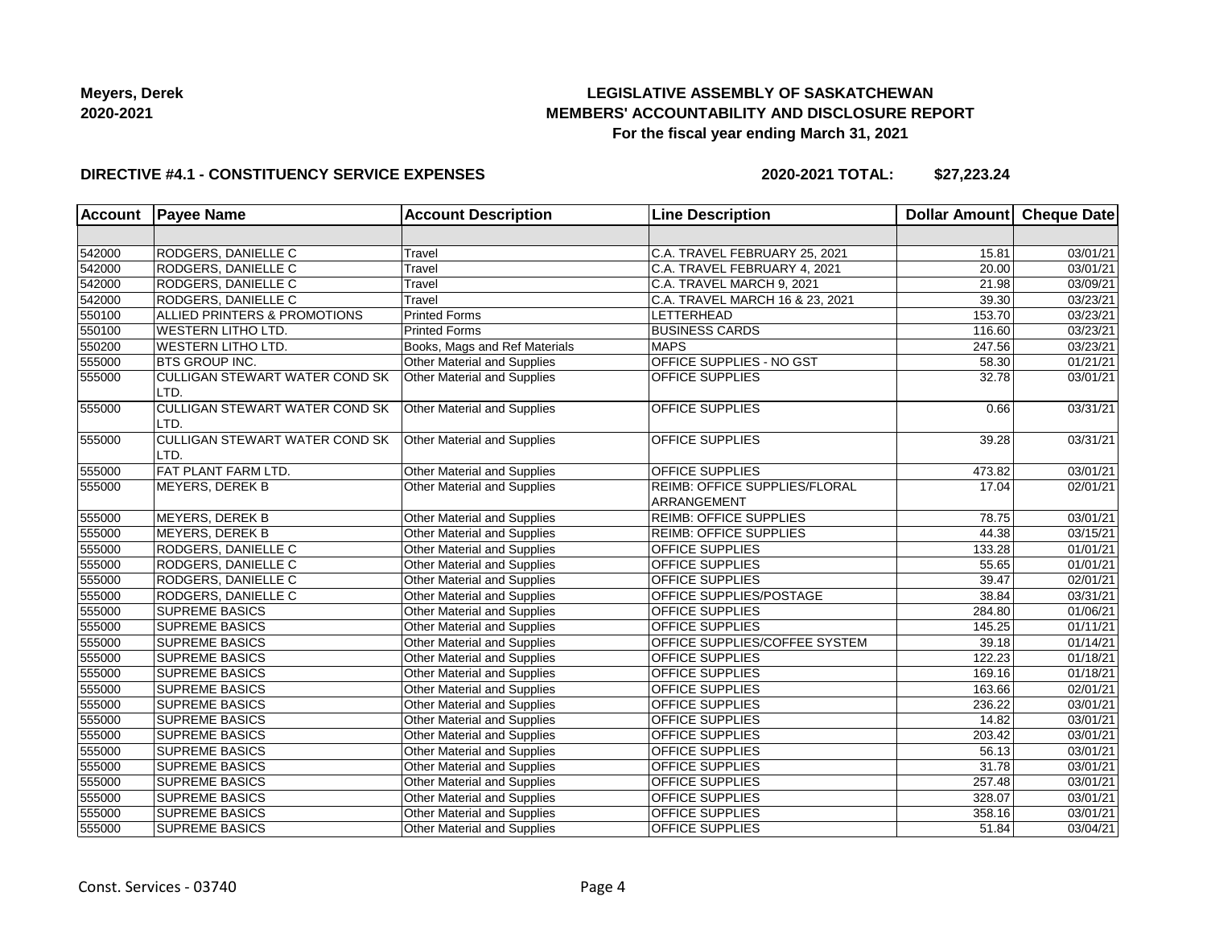**Meyers, Derek**
**2020-2021**

# LEGISLATIVE ASSEMBLY OF SASKATCHEWAN
## MEMBERS' ACCOUNTABILITY AND DISCLOSURE REPORT
### For the fiscal year ending March 31, 2021

**DIRECTIVE #4.1 - CONSTITUENCY SERVICE EXPENSES** **2020-2021 TOTAL: $27,223.24**

| Account | Payee Name | Account Description | Line Description | Dollar Amount | Cheque Date |
|---|---|---|---|---|---|
| | | | | | |
| 542000 | RODGERS, DANIELLE C | Travel | C.A. TRAVEL FEBRUARY 25, 2021 | 15.81 | 03/01/21 |
| 542000 | RODGERS, DANIELLE C | Travel | C.A. TRAVEL FEBRUARY 4, 2021 | 20.00 | 03/01/21 |
| 542000 | RODGERS, DANIELLE C | Travel | C.A. TRAVEL MARCH 9, 2021 | 21.98 | 03/09/21 |
| 542000 | RODGERS, DANIELLE C | Travel | C.A. TRAVEL MARCH 16 & 23, 2021 | 39.30 | 03/23/21 |
| 550100 | ALLIED PRINTERS & PROMOTIONS | Printed Forms | LETTERHEAD | 153.70 | 03/23/21 |
| 550100 | WESTERN LITHO LTD. | Printed Forms | BUSINESS CARDS | 116.60 | 03/23/21 |
| 550200 | WESTERN LITHO LTD. | Books, Mags and Ref Materials | MAPS | 247.56 | 03/23/21 |
| 555000 | BTS GROUP INC. | Other Material and Supplies | OFFICE SUPPLIES - NO GST | 58.30 | 01/21/21 |
| 555000 | CULLIGAN STEWART WATER COND SK LTD. | Other Material and Supplies | OFFICE SUPPLIES | 32.78 | 03/01/21 |
| 555000 | CULLIGAN STEWART WATER COND SK LTD. | Other Material and Supplies | OFFICE SUPPLIES | 0.66 | 03/31/21 |
| 555000 | CULLIGAN STEWART WATER COND SK LTD. | Other Material and Supplies | OFFICE SUPPLIES | 39.28 | 03/31/21 |
| 555000 | FAT PLANT FARM LTD. | Other Material and Supplies | OFFICE SUPPLIES | 473.82 | 03/01/21 |
| 555000 | MEYERS, DEREK B | Other Material and Supplies | REIMB: OFFICE SUPPLIES/FLORAL ARRANGEMENT | 17.04 | 02/01/21 |
| 555000 | MEYERS, DEREK B | Other Material and Supplies | REIMB: OFFICE SUPPLIES | 78.75 | 03/01/21 |
| 555000 | MEYERS, DEREK B | Other Material and Supplies | REIMB: OFFICE SUPPLIES | 44.38 | 03/15/21 |
| 555000 | RODGERS, DANIELLE C | Other Material and Supplies | OFFICE SUPPLIES | 133.28 | 01/01/21 |
| 555000 | RODGERS, DANIELLE C | Other Material and Supplies | OFFICE SUPPLIES | 55.65 | 01/01/21 |
| 555000 | RODGERS, DANIELLE C | Other Material and Supplies | OFFICE SUPPLIES | 39.47 | 02/01/21 |
| 555000 | RODGERS, DANIELLE C | Other Material and Supplies | OFFICE SUPPLIES/POSTAGE | 38.84 | 03/31/21 |
| 555000 | SUPREME BASICS | Other Material and Supplies | OFFICE SUPPLIES | 284.80 | 01/06/21 |
| 555000 | SUPREME BASICS | Other Material and Supplies | OFFICE SUPPLIES | 145.25 | 01/11/21 |
| 555000 | SUPREME BASICS | Other Material and Supplies | OFFICE SUPPLIES/COFFEE SYSTEM | 39.18 | 01/14/21 |
| 555000 | SUPREME BASICS | Other Material and Supplies | OFFICE SUPPLIES | 122.23 | 01/18/21 |
| 555000 | SUPREME BASICS | Other Material and Supplies | OFFICE SUPPLIES | 169.16 | 01/18/21 |
| 555000 | SUPREME BASICS | Other Material and Supplies | OFFICE SUPPLIES | 163.66 | 02/01/21 |
| 555000 | SUPREME BASICS | Other Material and Supplies | OFFICE SUPPLIES | 236.22 | 03/01/21 |
| 555000 | SUPREME BASICS | Other Material and Supplies | OFFICE SUPPLIES | 14.82 | 03/01/21 |
| 555000 | SUPREME BASICS | Other Material and Supplies | OFFICE SUPPLIES | 203.42 | 03/01/21 |
| 555000 | SUPREME BASICS | Other Material and Supplies | OFFICE SUPPLIES | 56.13 | 03/01/21 |
| 555000 | SUPREME BASICS | Other Material and Supplies | OFFICE SUPPLIES | 31.78 | 03/01/21 |
| 555000 | SUPREME BASICS | Other Material and Supplies | OFFICE SUPPLIES | 257.48 | 03/01/21 |
| 555000 | SUPREME BASICS | Other Material and Supplies | OFFICE SUPPLIES | 328.07 | 03/01/21 |
| 555000 | SUPREME BASICS | Other Material and Supplies | OFFICE SUPPLIES | 358.16 | 03/01/21 |
| 555000 | SUPREME BASICS | Other Material and Supplies | OFFICE SUPPLIES | 51.84 | 03/04/21 |

Const. Services - 03740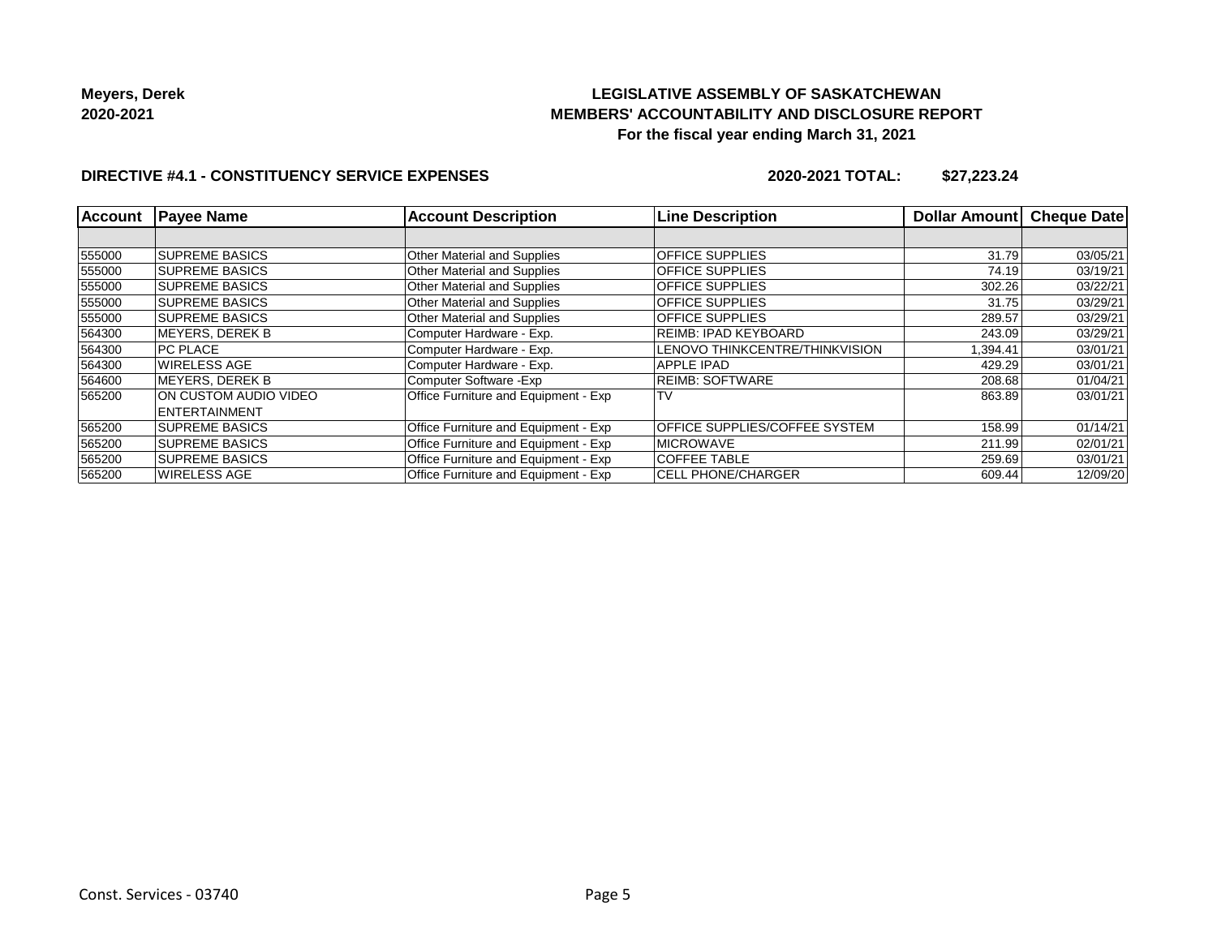**Meyers, Derek**
**2020-2021**

# LEGISLATIVE ASSEMBLY OF SASKATCHEWAN
## MEMBERS' ACCOUNTABILITY AND DISCLOSURE REPORT
### For the fiscal year ending March 31, 2021

**DIRECTIVE #4.1 - CONSTITUENCY SERVICE EXPENSES** **2020-2021 TOTAL: $27,223.24**

| Account | Payee Name | Account Description | Line Description | Dollar Amount | Cheque Date |
|---|---|---|---|---|---|
| | | | | | |
| 555000 | SUPREME BASICS | Other Material and Supplies | OFFICE SUPPLIES | 31.79 | 03/05/21 |
| 555000 | SUPREME BASICS | Other Material and Supplies | OFFICE SUPPLIES | 74.19 | 03/19/21 |
| 555000 | SUPREME BASICS | Other Material and Supplies | OFFICE SUPPLIES | 302.26 | 03/22/21 |
| 555000 | SUPREME BASICS | Other Material and Supplies | OFFICE SUPPLIES | 31.75 | 03/29/21 |
| 555000 | SUPREME BASICS | Other Material and Supplies | OFFICE SUPPLIES | 289.57 | 03/29/21 |
| 564300 | MEYERS, DEREK B | Computer Hardware - Exp. | REIMB: IPAD KEYBOARD | 243.09 | 03/29/21 |
| 564300 | PC PLACE | Computer Hardware - Exp. | LENOVO THINKCENTRE/THINKVISION | 1,394.41 | 03/01/21 |
| 564300 | WIRELESS AGE | Computer Hardware - Exp. | APPLE IPAD | 429.29 | 03/01/21 |
| 564600 | MEYERS, DEREK B | Computer Software -Exp | REIMB: SOFTWARE | 208.68 | 01/04/21 |
| 565200 | ON CUSTOM AUDIO VIDEO ENTERTAINMENT | Office Furniture and Equipment - Exp | TV | 863.89 | 03/01/21 |
| 565200 | SUPREME BASICS | Office Furniture and Equipment - Exp | OFFICE SUPPLIES/COFFEE SYSTEM | 158.99 | 01/14/21 |
| 565200 | SUPREME BASICS | Office Furniture and Equipment - Exp | MICROWAVE | 211.99 | 02/01/21 |
| 565200 | SUPREME BASICS | Office Furniture and Equipment - Exp | COFFEE TABLE | 259.69 | 03/01/21 |
| 565200 | WIRELESS AGE | Office Furniture and Equipment - Exp | CELL PHONE/CHARGER | 609.44 | 12/09/20 |

Const. Services - 03740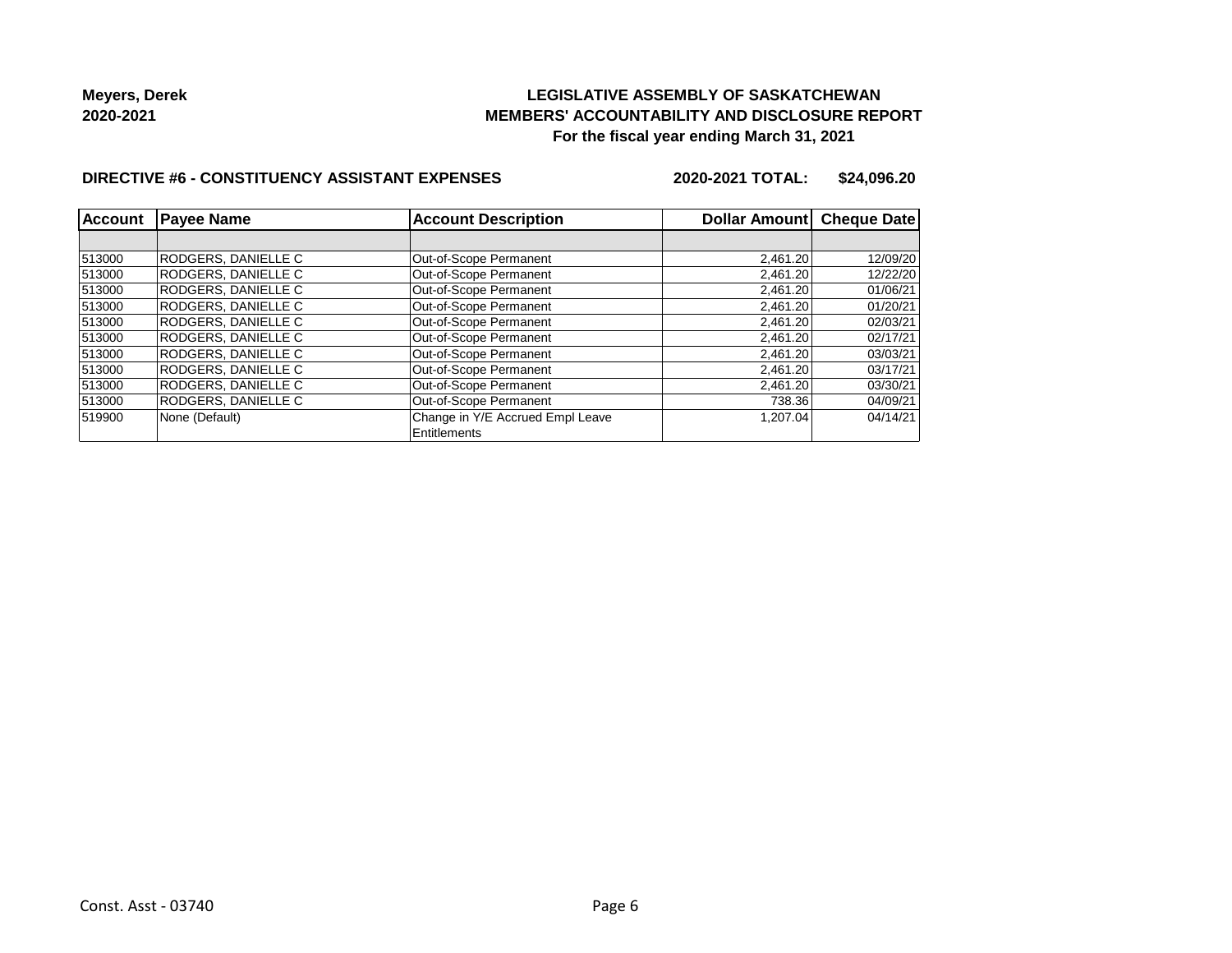**Meyers, Derek**
**2020-2021**

**LEGISLATIVE ASSEMBLY OF SASKATCHEWAN**
**MEMBERS' ACCOUNTABILITY AND DISCLOSURE REPORT**
**For the fiscal year ending March 31, 2021**

**DIRECTIVE #6 - CONSTITUENCY ASSISTANT EXPENSES** **2020-2021 TOTAL: $24,096.20**

| Account | Payee Name | Account Description | Dollar Amount | Cheque Date |
|---|---|---|---|---|
| | | | | |
| 513000 | RODGERS, DANIELLE C | Out-of-Scope Permanent | 2,461.20 | 12/09/20 |
| 513000 | RODGERS, DANIELLE C | Out-of-Scope Permanent | 2,461.20 | 12/22/20 |
| 513000 | RODGERS, DANIELLE C | Out-of-Scope Permanent | 2,461.20 | 01/06/21 |
| 513000 | RODGERS, DANIELLE C | Out-of-Scope Permanent | 2,461.20 | 01/20/21 |
| 513000 | RODGERS, DANIELLE C | Out-of-Scope Permanent | 2,461.20 | 02/03/21 |
| 513000 | RODGERS, DANIELLE C | Out-of-Scope Permanent | 2,461.20 | 02/17/21 |
| 513000 | RODGERS, DANIELLE C | Out-of-Scope Permanent | 2,461.20 | 03/03/21 |
| 513000 | RODGERS, DANIELLE C | Out-of-Scope Permanent | 2,461.20 | 03/17/21 |
| 513000 | RODGERS, DANIELLE C | Out-of-Scope Permanent | 2,461.20 | 03/30/21 |
| 513000 | RODGERS, DANIELLE C | Out-of-Scope Permanent | 738.36 | 04/09/21 |
| 519900 | None (Default) | Change in Y/E Accrued Empl Leave Entitlements | 1,207.04 | 04/14/21 |

Const. Asst - 03740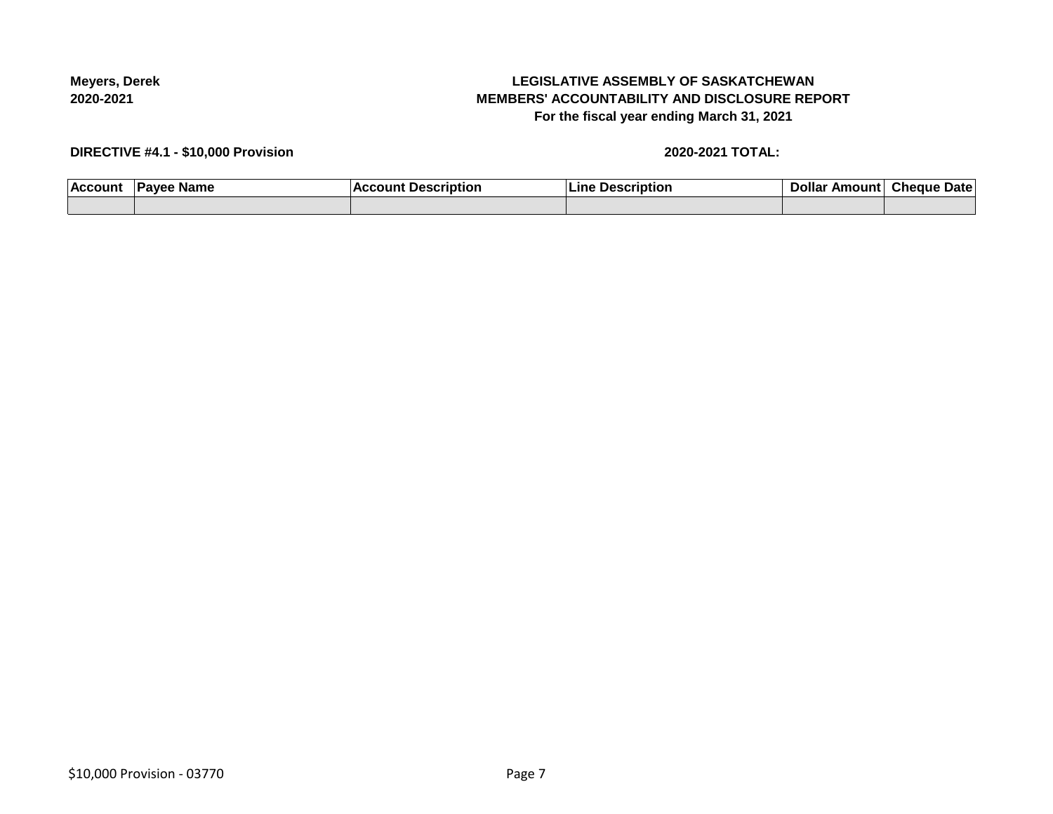**Meyers, Derek**
**2020-2021**

**LEGISLATIVE ASSEMBLY OF SASKATCHEWAN**
**MEMBERS' ACCOUNTABILITY AND DISCLOSURE REPORT**
**For the fiscal year ending March 31, 2021**

**DIRECTIVE #4.1 - $10,000 Provision**

**2020-2021 TOTAL:**

| Account | Payee Name | Account Description | Line Description | Dollar Amount | Cheque Date |
|---|---|---|---|---|---|
| | | | | | |

$10,000 Provision - 03770